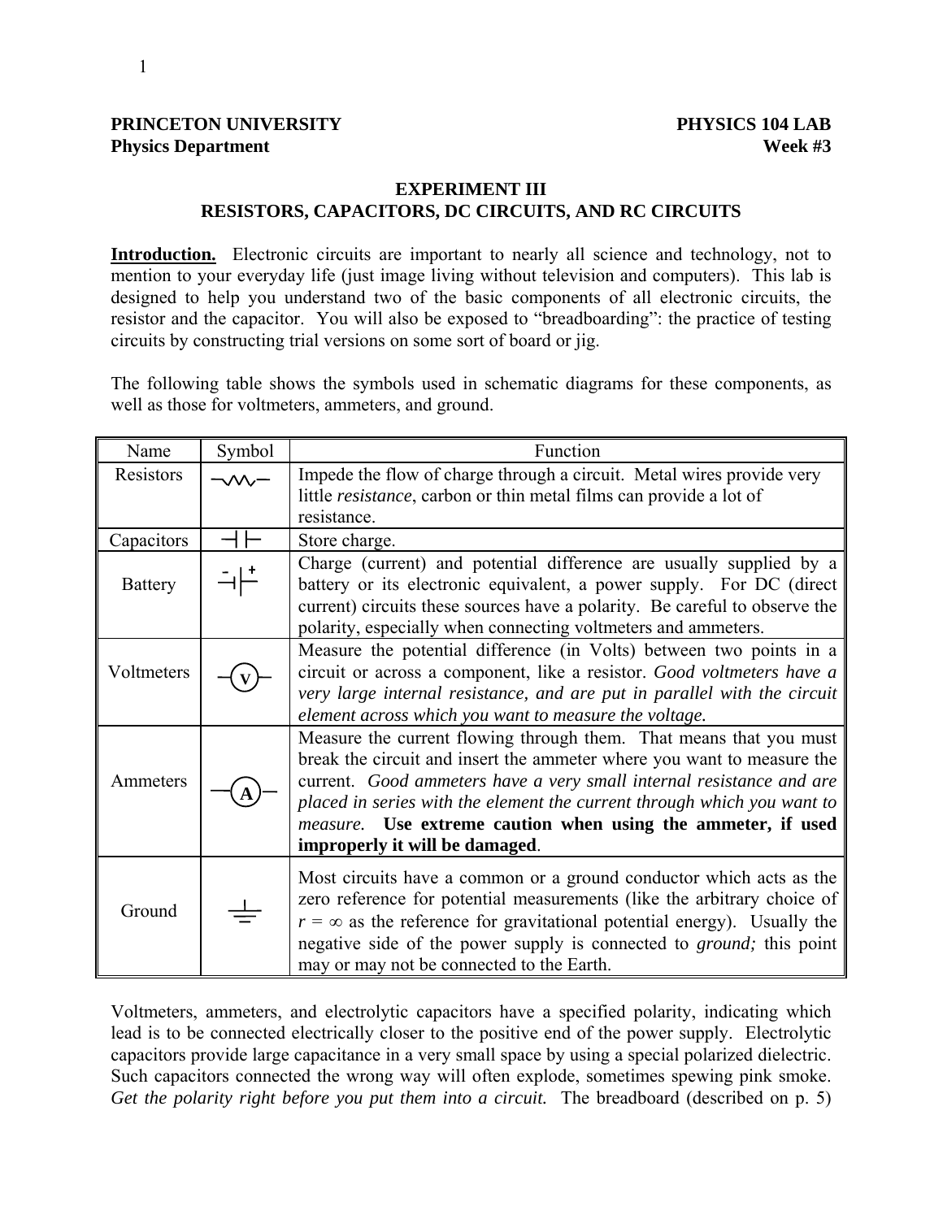**PRINCETON UNIVERSITY** **PHYSICS 104 LAB**
**Physics Department** **Week #3**

# EXPERIMENT III
## RESISTORS, CAPACITORS, DC CIRCUITS, AND RC CIRCUITS

**Introduction.** Electronic circuits are important to nearly all science and technology, not to mention to your everyday life (just image living without television and computers). This lab is designed to help you understand two of the basic components of all electronic circuits, the resistor and the capacitor. You will also be exposed to "breadboarding": the practice of testing circuits by constructing trial versions on some sort of board or jig.

The following table shows the symbols used in schematic diagrams for these components, as well as those for voltmeters, ammeters, and ground.

| Name | Symbol | Function |
|---|---|---|
| Resistors | —\/\/\/— | Impede the flow of charge through a circuit. Metal wires provide very little *resistance*, carbon or thin metal films can provide a lot of resistance. |
| Capacitors | ⊣⊢ | Store charge. |
| Battery | - ⊣⊢ + | Charge (current) and potential difference are usually supplied by a battery or its electronic equivalent, a power supply. For DC (direct current) circuits these sources have a polarity. Be careful to observe the polarity, especially when connecting voltmeters and ammeters. |
| Voltmeters | —(V)— | Measure the potential difference (in Volts) between two points in a circuit or across a component, like a resistor. *Good voltmeters have a very large internal resistance, and are put in parallel with the circuit element across which you want to measure the voltage.* |
| Ammeters | —(A)— | Measure the current flowing through them. That means that you must break the circuit and insert the ammeter where you want to measure the current. *Good ammeters have a very small internal resistance and are placed in series with the element the current through which you want to measure.* **Use extreme caution when using the ammeter, if used improperly it will be damaged**. |
| Ground | ⏚ | Most circuits have a common or a ground conductor which acts as the zero reference for potential measurements (like the arbitrary choice of $r = \infty$ as the reference for gravitational potential energy). Usually the negative side of the power supply is connected to *ground;* this point may or may not be connected to the Earth. |

Voltmeters, ammeters, and electrolytic capacitors have a specified polarity, indicating which lead is to be connected electrically closer to the positive end of the power supply. Electrolytic capacitors provide large capacitance in a very small space by using a special polarized dielectric. Such capacitors connected the wrong way will often explode, sometimes spewing pink smoke. *Get the polarity right before you put them into a circuit.* The breadboard (described on p. 5)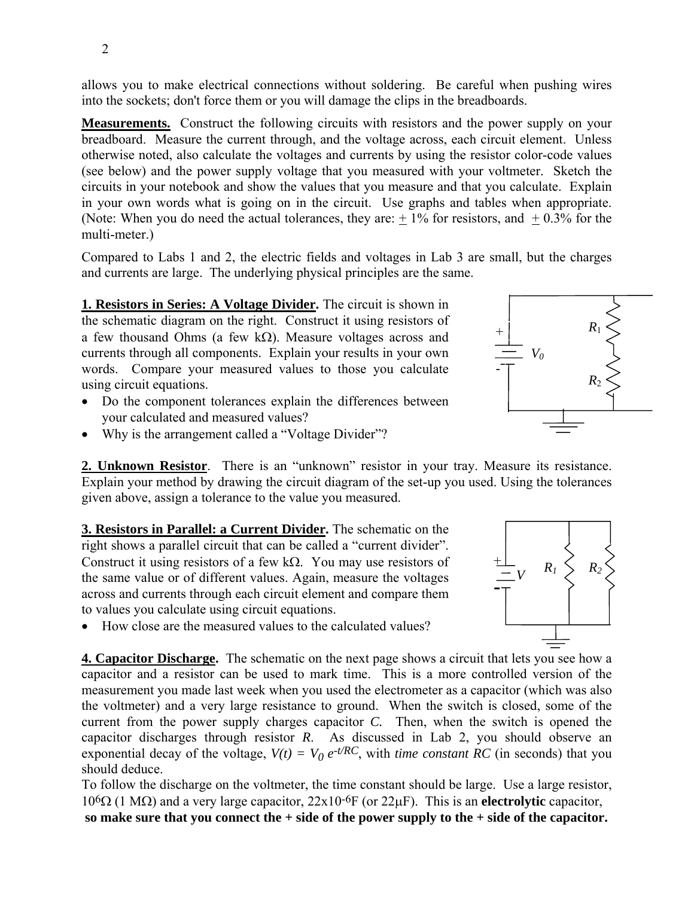allows you to make electrical connections without soldering. Be careful when pushing wires into the sockets; don't force them or you will damage the clips in the breadboards.

**Measurements.** Construct the following circuits with resistors and the power supply on your breadboard. Measure the current through, and the voltage across, each circuit element. Unless otherwise noted, also calculate the voltages and currents by using the resistor color-code values (see below) and the power supply voltage that you measured with your voltmeter. Sketch the circuits in your notebook and show the values that you measure and that you calculate. Explain in your own words what is going on in the circuit. Use graphs and tables when appropriate. (Note: When you do need the actual tolerances, they are: $\pm$ 1% for resistors, and $\pm$ 0.3% for the multi-meter.)

Compared to Labs 1 and 2, the electric fields and voltages in Lab 3 are small, but the charges and currents are large. The underlying physical principles are the same.

**1. Resistors in Series: A Voltage Divider.** The circuit is shown in the schematic diagram on the right. Construct it using resistors of a few thousand Ohms (a few kΩ). Measure voltages across and currents through all components. Explain your results in your own words. Compare your measured values to those you calculate using circuit equations.

- Do the component tolerances explain the differences between your calculated and measured values?
- Why is the arrangement called a "Voltage Divider"?

**2. Unknown Resistor**. There is an "unknown" resistor in your tray. Measure its resistance. Explain your method by drawing the circuit diagram of the set-up you used. Using the tolerances given above, assign a tolerance to the value you measured.

**3. Resistors in Parallel: a Current Divider.** The schematic on the right shows a parallel circuit that can be called a "current divider". Construct it using resistors of a few kΩ. You may use resistors of the same value or of different values. Again, measure the voltages across and currents through each circuit element and compare them to values you calculate using circuit equations.

- How close are the measured values to the calculated values?

**4. Capacitor Discharge.** The schematic on the next page shows a circuit that lets you see how a capacitor and a resistor can be used to mark time. This is a more controlled version of the measurement you made last week when you used the electrometer as a capacitor (which was also the voltmeter) and a very large resistance to ground. When the switch is closed, some of the current from the power supply charges capacitor *C*. Then, when the switch is opened the capacitor discharges through resistor *R*. As discussed in Lab 2, you should observe an exponential decay of the voltage, $V(t) = V_0 e^{-t/RC}$, with *time constant RC* (in seconds) that you should deduce.

To follow the discharge on the voltmeter, the time constant should be large. Use a large resistor, $10^6 \Omega$ (1 MΩ) and a very large capacitor, $22 \times 10^{-6}$F (or 22μF). This is an **electrolytic** capacitor, **so make sure that you connect the + side of the power supply to the + side of the capacitor.**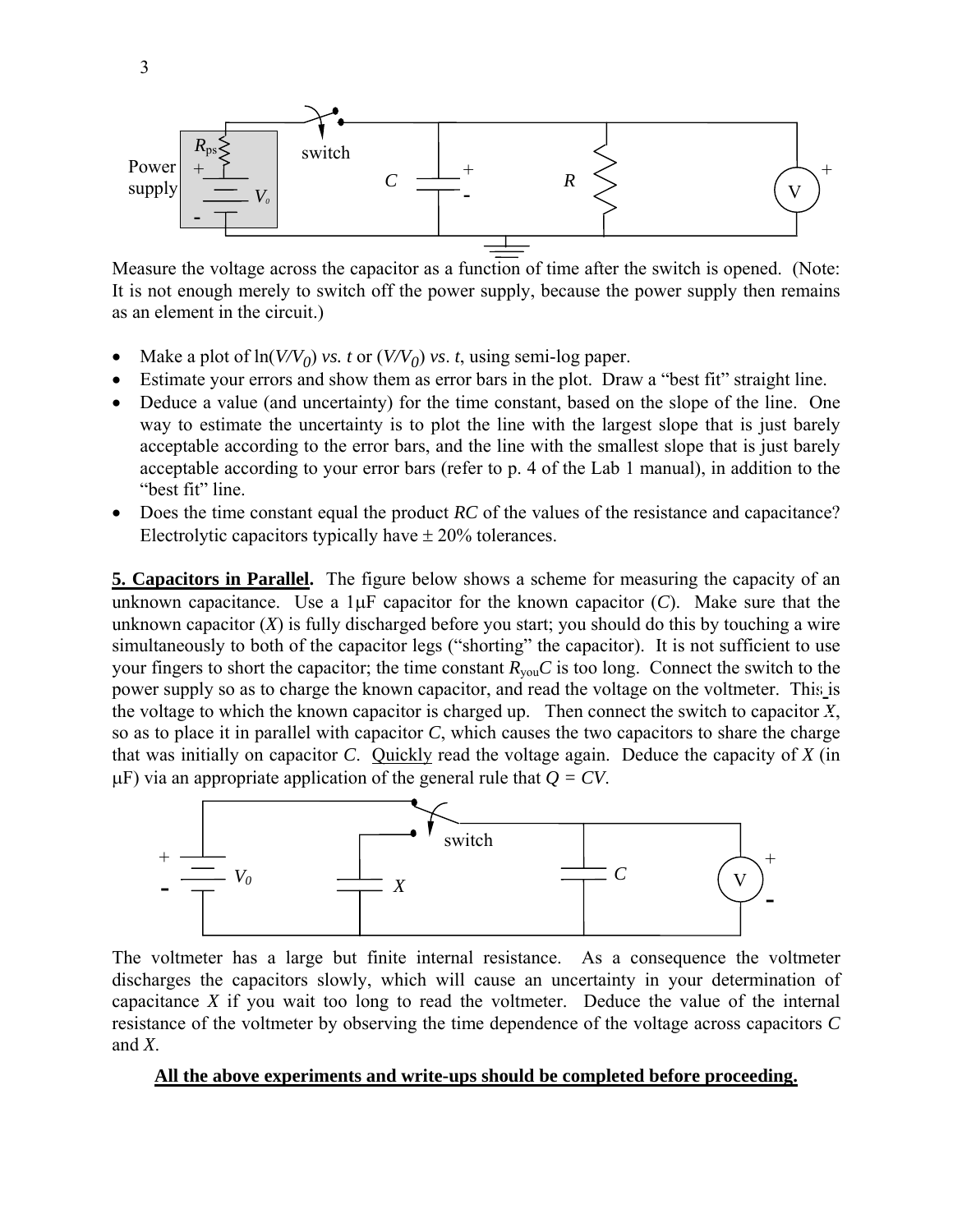Measure the voltage across the capacitor as a function of time after the switch is opened. (Note: It is not enough merely to switch off the power supply, because the power supply then remains as an element in the circuit.)

- Make a plot of $\ln(V/V_0)$ *vs.* $t$ or $(V/V_0)$ *vs.* $t$, using semi-log paper.
- Estimate your errors and show them as error bars in the plot. Draw a "best fit" straight line.
- Deduce a value (and uncertainty) for the time constant, based on the slope of the line. One way to estimate the uncertainty is to plot the line with the largest slope that is just barely acceptable according to the error bars, and the line with the smallest slope that is just barely acceptable according to your error bars (refer to p. 4 of the Lab 1 manual), in addition to the "best fit" line.
- Does the time constant equal the product $RC$ of the values of the resistance and capacitance? Electrolytic capacitors typically have ± 20% tolerances.

**5. Capacitors in Parallel.** The figure below shows a scheme for measuring the capacity of an unknown capacitance. Use a 1μF capacitor for the known capacitor ($C$). Make sure that the unknown capacitor ($X$) is fully discharged before you start; you should do this by touching a wire simultaneously to both of the capacitor legs ("shorting" the capacitor). It is not sufficient to use your fingers to short the capacitor; the time constant $R_{you}C$ is too long. Connect the switch to the power supply so as to charge the known capacitor, and read the voltage on the voltmeter. This is the voltage to which the known capacitor is charged up. Then connect the switch to capacitor $X$, so as to place it in parallel with capacitor $C$, which causes the two capacitors to share the charge that was initially on capacitor $C$. Quickly read the voltage again. Deduce the capacity of $X$ (in μF) via an appropriate application of the general rule that $Q = CV$.

The voltmeter has a large but finite internal resistance. As a consequence the voltmeter discharges the capacitors slowly, which will cause an uncertainty in your determination of capacitance $X$ if you wait too long to read the voltmeter. Deduce the value of the internal resistance of the voltmeter by observing the time dependence of the voltage across capacitors $C$ and $X$.

**All the above experiments and write-ups should be completed before proceeding.**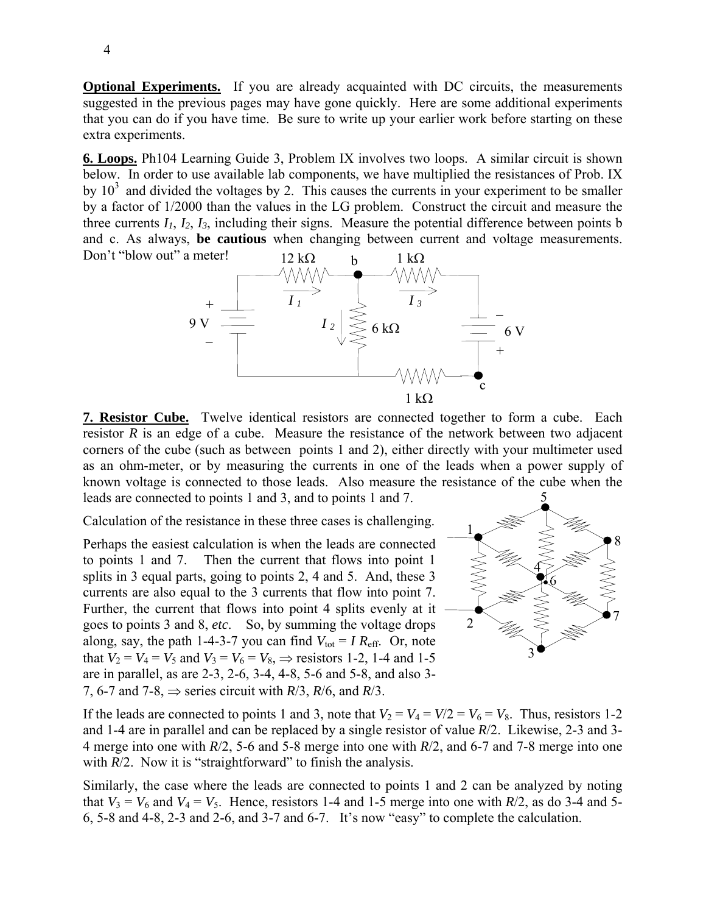**Optional Experiments.** If you are already acquainted with DC circuits, the measurements suggested in the previous pages may have gone quickly. Here are some additional experiments that you can do if you have time. Be sure to write up your earlier work before starting on these extra experiments.

**6. Loops.** Ph104 Learning Guide 3, Problem IX involves two loops. A similar circuit is shown below. In order to use available lab components, we have multiplied the resistances of Prob. IX by $10^3$ and divided the voltages by 2. This causes the currents in your experiment to be smaller by a factor of 1/2000 than the values in the LG problem. Construct the circuit and measure the three currents $I_1$, $I_2$, $I_3$, including their signs. Measure the potential difference between points b and c. As always, **be cautious** when changing between current and voltage measurements. Don't "blow out" a meter!

**7. Resistor Cube.** Twelve identical resistors are connected together to form a cube. Each resistor $R$ is an edge of a cube. Measure the resistance of the network between two adjacent corners of the cube (such as between points 1 and 2), either directly with your multimeter used as an ohm-meter, or by measuring the currents in one of the leads when a power supply of known voltage is connected to those leads. Also measure the resistance of the cube when the leads are connected to points 1 and 3, and to points 1 and 7.

Calculation of the resistance in these three cases is challenging.

Perhaps the easiest calculation is when the leads are connected to points 1 and 7. Then the current that flows into point 1 splits in 3 equal parts, going to points 2, 4 and 5. And, these 3 currents are also equal to the 3 currents that flow into point 7. Further, the current that flows into point 4 splits evenly at it goes to points 3 and 8, *etc*. So, by summing the voltage drops along, say, the path 1-4-3-7 you can find $V_{\text{tot}} = I\,R_{\text{eff}}$. Or, note that $V_2 = V_4 = V_5$ and $V_3 = V_6 = V_8$, $\Rightarrow$ resistors 1-2, 1-4 and 1-5 are in parallel, as are 2-3, 2-6, 3-4, 4-8, 5-6 and 5-8, and also 3-7, 6-7 and 7-8, $\Rightarrow$ series circuit with $R/3$, $R/6$, and $R/3$.

If the leads are connected to points 1 and 3, note that $V_2 = V_4 = V/2 = V_6 = V_8$. Thus, resistors 1-2 and 1-4 are in parallel and can be replaced by a single resistor of value $R/2$. Likewise, 2-3 and 3-4 merge into one with $R/2$, 5-6 and 5-8 merge into one with $R/2$, and 6-7 and 7-8 merge into one with $R/2$. Now it is "straightforward" to finish the analysis.

Similarly, the case where the leads are connected to points 1 and 2 can be analyzed by noting that $V_3 = V_6$ and $V_4 = V_5$. Hence, resistors 1-4 and 1-5 merge into one with $R/2$, as do 3-4 and 5-6, 5-8 and 4-8, 2-3 and 2-6, and 3-7 and 6-7. It's now "easy" to complete the calculation.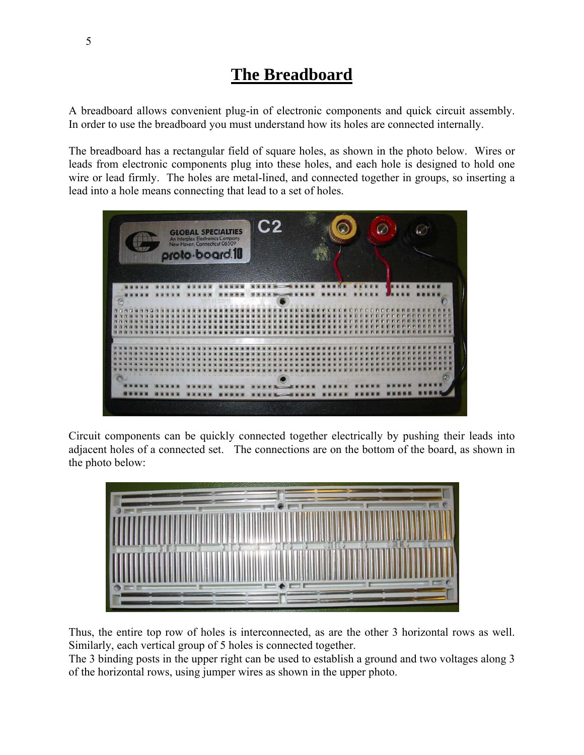# The Breadboard

A breadboard allows convenient plug-in of electronic components and quick circuit assembly. In order to use the breadboard you must understand how its holes are connected internally.

The breadboard has a rectangular field of square holes, as shown in the photo below. Wires or leads from electronic components plug into these holes, and each hole is designed to hold one wire or lead firmly. The holes are metal-lined, and connected together in groups, so inserting a lead into a hole means connecting that lead to a set of holes.

Circuit components can be quickly connected together electrically by pushing their leads into adjacent holes of a connected set. The connections are on the bottom of the board, as shown in the photo below:

Thus, the entire top row of holes is interconnected, as are the other 3 horizontal rows as well. Similarly, each vertical group of 5 holes is connected together.
The 3 binding posts in the upper right can be used to establish a ground and two voltages along 3 of the horizontal rows, using jumper wires as shown in the upper photo.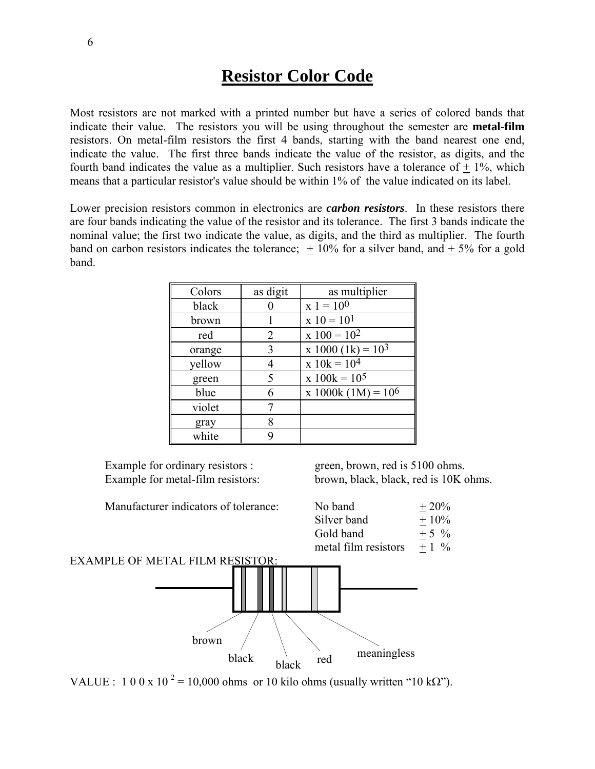# Resistor Color Code

Most resistors are not marked with a printed number but have a series of colored bands that indicate their value. The resistors you will be using throughout the semester are **metal-film** resistors. On metal-film resistors the first 4 bands, starting with the band nearest one end, indicate the value. The first three bands indicate the value of the resistor, as digits, and the fourth band indicates the value as a multiplier. Such resistors have a tolerance of $\pm$ 1%, which means that a particular resistor's value should be within 1% of the value indicated on its label.

Lower precision resistors common in electronics are ***carbon resistors***. In these resistors there are four bands indicating the value of the resistor and its tolerance. The first 3 bands indicate the nominal value; the first two indicate the value, as digits, and the third as multiplier. The fourth band on carbon resistors indicates the tolerance; $\pm$ 10% for a silver band, and $\pm$ 5% for a gold band.

| Colors | as digit | as multiplier |
|---|---|---|
| black | 0 | x 1 = $10^0$ |
| brown | 1 | x 10 = $10^1$ |
| red | 2 | x 100 = $10^2$ |
| orange | 3 | x 1000 (1k) = $10^3$ |
| yellow | 4 | x 10k = $10^4$ |
| green | 5 | x 100k = $10^5$ |
| blue | 6 | x 1000k (1M) = $10^6$ |
| violet | 7 | |
| gray | 8 | |
| white | 9 | |

Example for ordinary resistors : green, brown, red is 5100 ohms.
Example for metal-film resistors: brown, black, black, red is 10K ohms.

Manufacturer indicators of tolerance:

| | |
|---|---|
| No band | $\pm$ 20% |
| Silver band | $\pm$ 10% |
| Gold band | $\pm$ 5 % |
| metal film resistors | $\pm$ 1 % |

EXAMPLE OF METAL FILM RESISTOR:

brown, black, black, red, meaningless

VALUE : 1 0 0 x $10^2$ = 10,000 ohms or 10 kilo ohms (usually written "10 kΩ").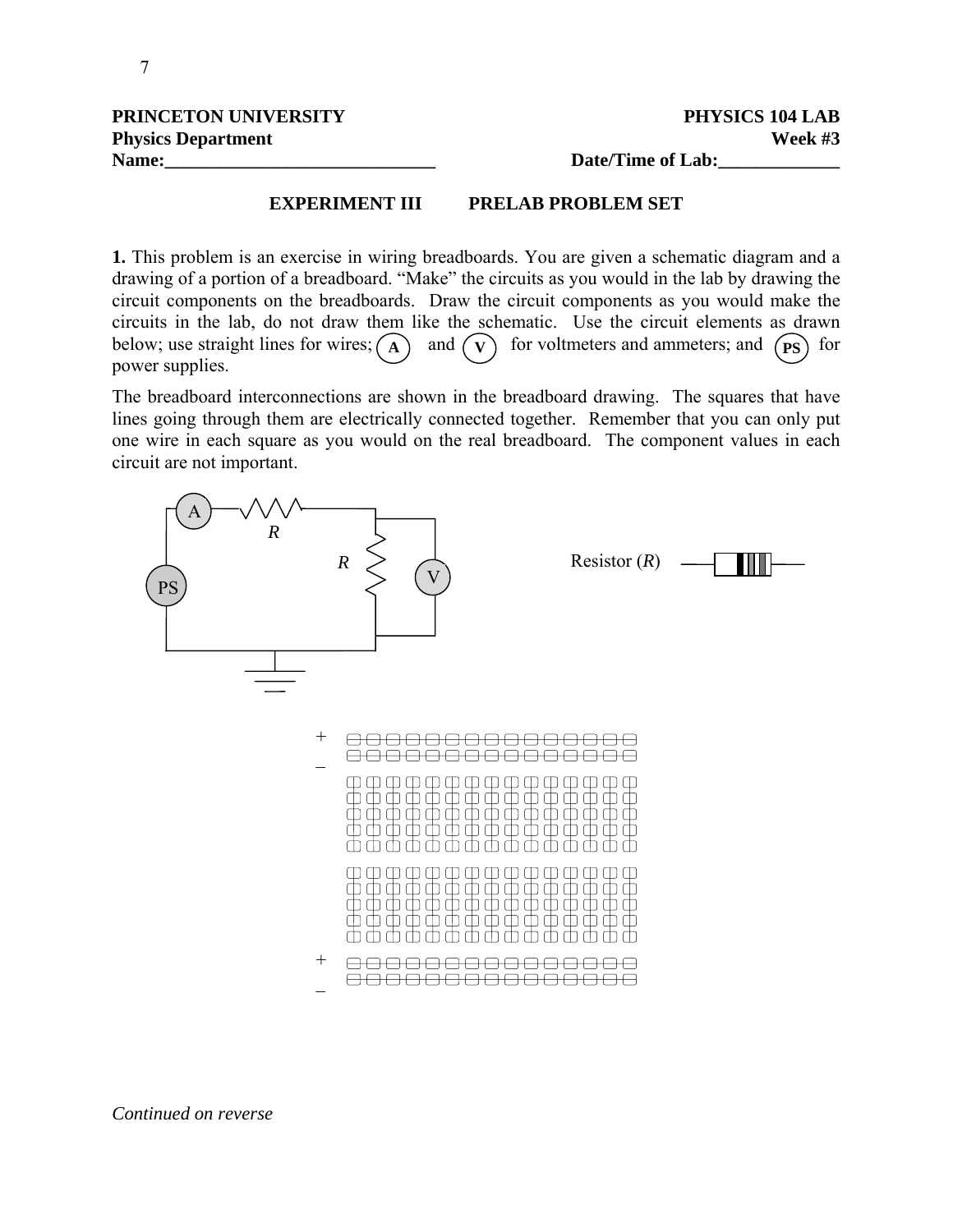**PRINCETON UNIVERSITY** **PHYSICS 104 LAB**
**Physics Department** **Week #3**
**Name:______________________________** **Date/Time of Lab:_____________**

## EXPERIMENT III PRELAB PROBLEM SET

**1.** This problem is an exercise in wiring breadboards. You are given a schematic diagram and a drawing of a portion of a breadboard. "Make" the circuits as you would in the lab by drawing the circuit components on the breadboards. Draw the circuit components as you would make the circuits in the lab, do not draw them like the schematic. Use the circuit elements as drawn below; use straight lines for wires; (A) and (V) for voltmeters and ammeters; and (PS) for power supplies.

The breadboard interconnections are shown in the breadboard drawing. The squares that have lines going through them are electrically connected together. Remember that you can only put one wire in each square as you would on the real breadboard. The component values in each circuit are not important.

A R R V PS

Resistor ($R$)

+
–
+
–

*Continued on reverse*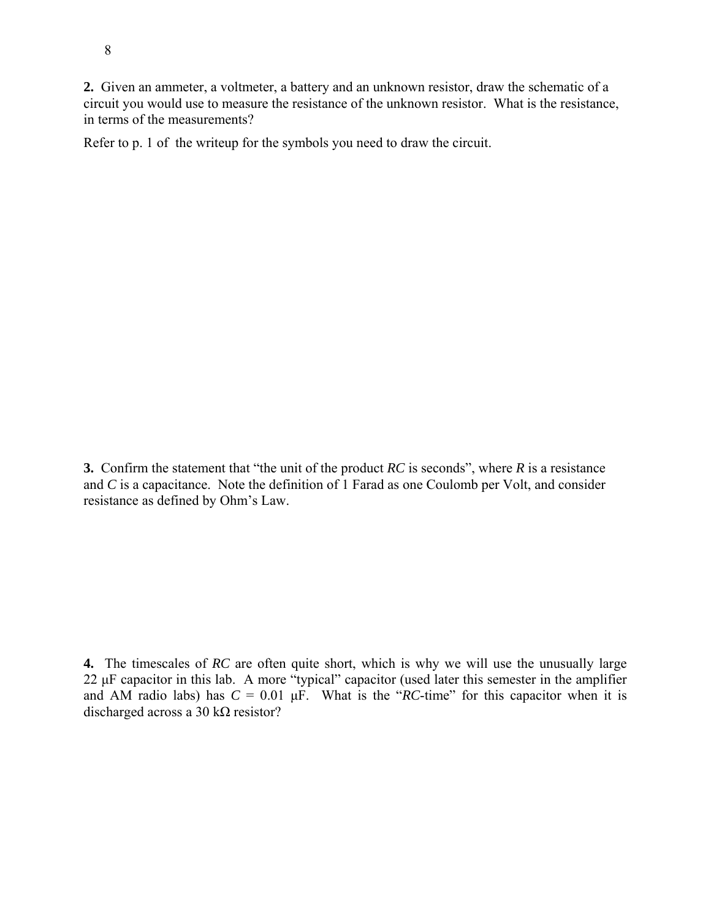**2.** Given an ammeter, a voltmeter, a battery and an unknown resistor, draw the schematic of a circuit you would use to measure the resistance of the unknown resistor. What is the resistance, in terms of the measurements?

Refer to p. 1 of the writeup for the symbols you need to draw the circuit.

**3.** Confirm the statement that "the unit of the product $RC$ is seconds", where $R$ is a resistance and $C$ is a capacitance. Note the definition of 1 Farad as one Coulomb per Volt, and consider resistance as defined by Ohm's Law.

**4.** The timescales of $RC$ are often quite short, which is why we will use the unusually large 22 μF capacitor in this lab. A more "typical" capacitor (used later this semester in the amplifier and AM radio labs) has $C$ = 0.01 μF. What is the "$RC$-time" for this capacitor when it is discharged across a 30 kΩ resistor?